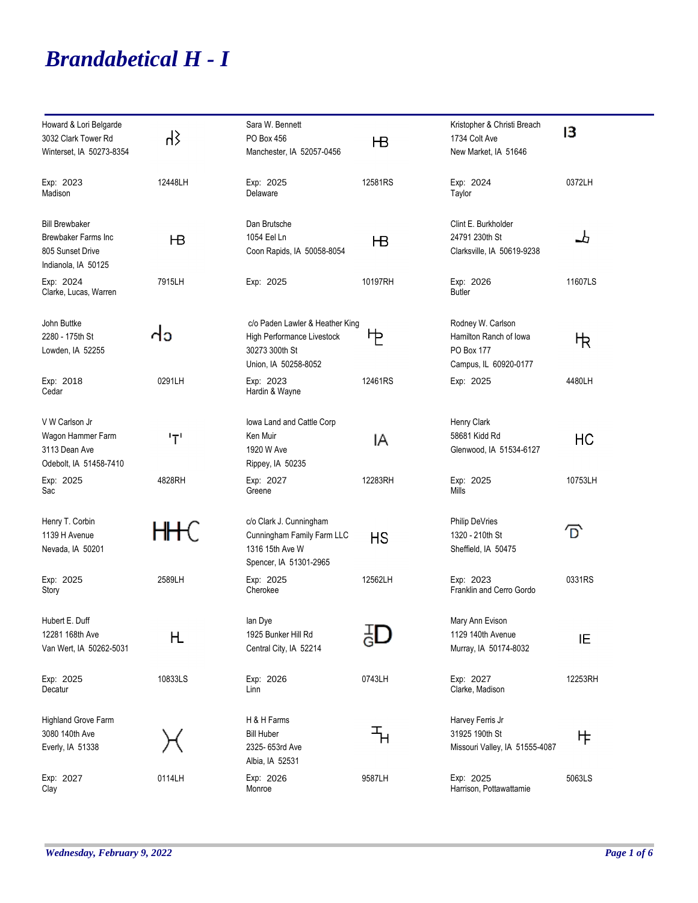# Brandabetical H - I

| Owner | Brand | Brand No. | Exp. | County |
|---|---|---|---|---|
| Howard & Lori Belgarde<br>3032 Clark Tower Rd<br>Winterset, IA 50273-8354 | ꓷ3 | 12448LH | 2023 | Madison |
| Sara W. Bennett<br>PO Box 456<br>Manchester, IA 52057-0456 | HB | 12581RS | 2025 | Delaware |
| Kristopher & Christi Breach<br>1734 Colt Ave<br>New Market, IA 51646 | I3 | 0372LH | 2024 | Taylor |
| Bill Brewbaker<br>Brewbaker Farms Inc<br>805 Sunset Drive<br>Indianola, IA 50125 | HB | 7915LH | 2024 | Clarke, Lucas, Warren |
| Dan Brutsche<br>1054 Eel Ln<br>Coon Rapids, IA 50058-8054 | HB | 10197RH | 2025 | |
| Clint E. Burkholder<br>24791 230th St<br>Clarksville, IA 50619-9238 | | 11607LS | 2026 | Butler |
| John Buttke<br>2280 - 175th St<br>Lowden, IA 52255 | | 0291LH | 2018 | Cedar |
| c/o Paden Lawler & Heather King<br>High Performance Livestock<br>30273 300th St<br>Union, IA 50258-8052 | HP | 12461RS | 2023 | Hardin & Wayne |
| Rodney W. Carlson<br>Hamilton Ranch of Iowa<br>PO Box 177<br>Campus, IL 60920-0177 | HR | 4480LH | 2025 | |
| V W Carlson Jr<br>Wagon Hammer Farm<br>3113 Dean Ave<br>Odebolt, IA 51458-7410 | 'T' | 4828RH | 2025 | Sac |
| Iowa Land and Cattle Corp<br>Ken Muir<br>1920 W Ave<br>Rippey, IA 50235 | IA | 12283RH | 2027 | Greene |
| Henry Clark<br>58681 Kidd Rd<br>Glenwood, IA 51534-6127 | HC | 10753LH | 2025 | Mills |
| Henry T. Corbin<br>1139 H Avenue<br>Nevada, IA 50201 | HHC | 2589LH | 2025 | Story |
| c/o Clark J. Cunningham<br>Cunningham Family Farm LLC<br>1316 15th Ave W<br>Spencer, IA 51301-2965 | HS | 12562LH | 2025 | Cherokee |
| Philip DeVries<br>1320 - 210th St<br>Sheffield, IA 50475 | D | 0331RS | 2023 | Franklin and Cerro Gordo |
| Hubert E. Duff<br>12281 168th Ave<br>Van Wert, IA 50262-5031 | HL | 10833LS | 2025 | Decatur |
| Ian Dye<br>1925 Bunker Hill Rd<br>Central City, IA 52214 | IGD | 0743LH | 2026 | Linn |
| Mary Ann Evison<br>1129 140th Avenue<br>Murray, IA 50174-8032 | IE | 12253RH | 2027 | Clarke, Madison |
| Highland Grove Farm<br>3080 140th Ave<br>Everly, IA 51338 | )( | 0114LH | 2027 | Clay |
| H & H Farms<br>Bill Huber<br>2325- 653rd Ave<br>Albia, IA 52531 | HH | 9587LH | 2026 | Monroe |
| Harvey Ferris Jr<br>31925 190th St<br>Missouri Valley, IA 51555-4087 | HF | 5063LS | 2025 | Harrison, Pottawattamie |

*Wednesday, February 9, 2022*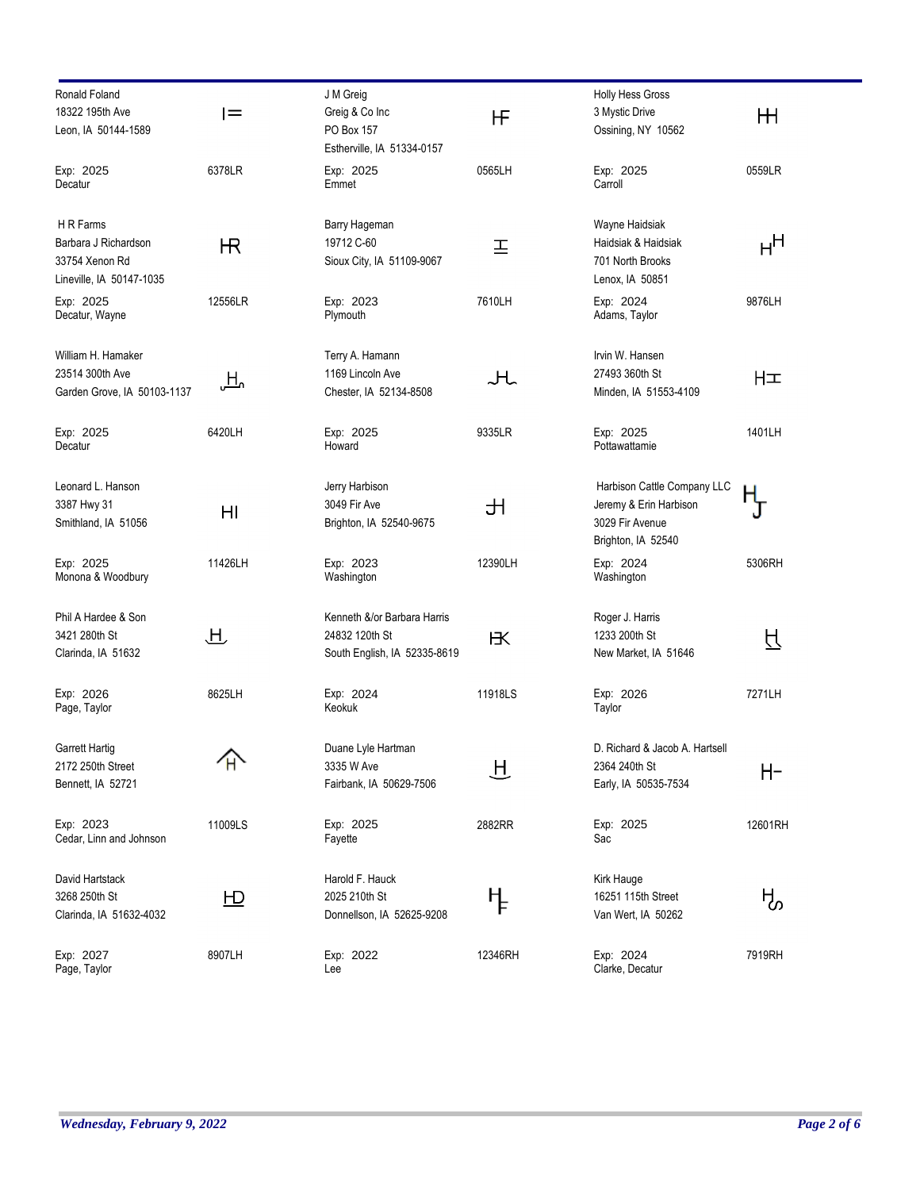Ronald Foland
18322 195th Ave
Leon, IA 50144-1589

I=

Exp: 2025 — 6378LR
Decatur

J M Greig
Greig & Co Inc
PO Box 157
Estherville, IA 51334-0157

HF

Exp: 2025 — 0565LH
Emmet

Holly Hess Gross
3 Mystic Drive
Ossining, NY 10562

HH

Exp: 2025 — 0559LR
Carroll

H R Farms
Barbara J Richardson
33754 Xenon Rd
Lineville, IA 50147-1035

HR

Exp: 2025 — 12556LR
Decatur, Wayne

Barry Hageman
19712 C-60
Sioux City, IA 51109-9067

Exp: 2023 — 7610LH
Plymouth

Wayne Haidsiak
Haidsiak & Haidsiak
701 North Brooks
Lenox, IA 50851

HH

Exp: 2024 — 9876LH
Adams, Taylor

William H. Hamaker
23514 300th Ave
Garden Grove, IA 50103-1137

H

Exp: 2025 — 6420LH
Decatur

Terry A. Hamann
1169 Lincoln Ave
Chester, IA 52134-8508

JL

Exp: 2025 — 9335LR
Howard

Irvin W. Hansen
27493 360th St
Minden, IA 51553-4109

HI

Exp: 2025 — 1401LH
Pottawattamie

Leonard L. Hanson
3387 Hwy 31
Smithland, IA 51056

HI

Exp: 2025 — 11426LH
Monona & Woodbury

Jerry Harbison
3049 Fir Ave
Brighton, IA 52540-9675

JH

Exp: 2023 — 12390LH
Washington

Harbison Cattle Company LLC
Jeremy & Erin Harbison
3029 Fir Avenue
Brighton, IA 52540

HJ

Exp: 2024 — 5306RH
Washington

Phil A Hardee & Son
3421 280th St
Clarinda, IA 51632

H

Exp: 2026 — 8625LH
Page, Taylor

Kenneth &/or Barbara Harris
24832 120th St
South English, IA 52335-8619

HK

Exp: 2024 — 11918LS
Keokuk

Roger J. Harris
1233 200th St
New Market, IA 51646

H

Exp: 2026 — 7271LH
Taylor

Garrett Hartig
2172 250th Street
Bennett, IA 52721

H

Exp: 2023 — 11009LS
Cedar, Linn and Johnson

Duane Lyle Hartman
3335 W Ave
Fairbank, IA 50629-7506

H

Exp: 2025 — 2882RR
Fayette

D. Richard & Jacob A. Hartsell
2364 240th St
Early, IA 50535-7534

H-

Exp: 2025 — 12601RH
Sac

David Hartstack
3268 250th St
Clarinda, IA 51632-4032

HD

Exp: 2027 — 8907LH
Page, Taylor

Harold F. Hauck
2025 210th St
Donnellson, IA 52625-9208

HF

Exp: 2022 — 12346RH
Lee

Kirk Hauge
16251 115th Street
Van Wert, IA 50262

HS

Exp: 2024 — 7919RH
Clarke, Decatur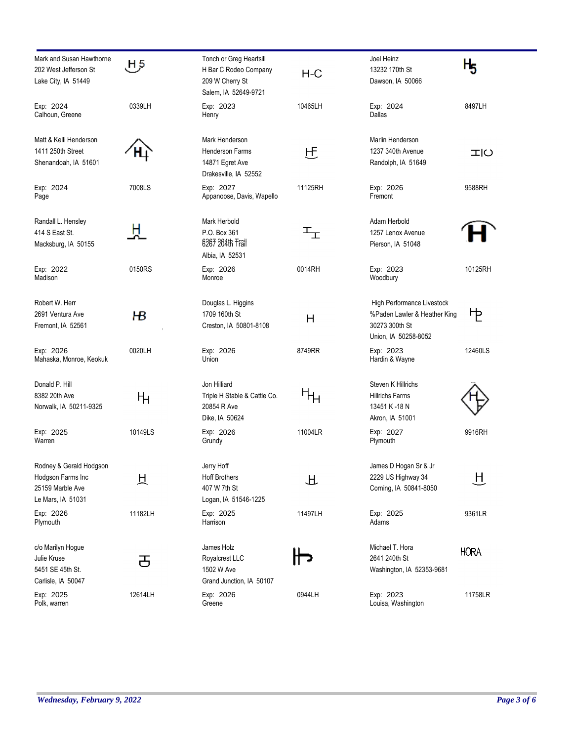| Owner | Brand | Owner | Brand | Owner | Brand |
|---|---|---|---|---|---|
| Mark and Susan Hawthorne<br>202 West Jefferson St<br>Lake City, IA 51449<br>Exp: 2024<br>Calhoun, Greene | 0339LH | Tonch or Greg Heartsill<br>H Bar C Rodeo Company<br>209 W Cherry St<br>Salem, IA 52649-9721<br>Exp: 2023<br>Henry | H-C<br>10465LH | Joel Heinz<br>13232 170th St<br>Dawson, IA 50066<br>Exp: 2024<br>Dallas | 8497LH |
| Matt & Kelli Henderson<br>1411 250th Street<br>Shenandoah, IA 51601<br>Exp: 2024<br>Page | 7008LS | Mark Henderson<br>Henderson Farms<br>14871 Egret Ave<br>Drakesville, IA 52552<br>Exp: 2027<br>Appanoose, Davis, Wapello | 11125RH | Marlin Henderson<br>1237 340th Avenue<br>Randolph, IA 51649<br>Exp: 2026<br>Fremont | 9588RH |
| Randall L. Hensley<br>414 S East St.<br>Macksburg, IA 50155<br>Exp: 2022<br>Madison | 0150RS | Mark Herbold<br>P.O. Box 361<br>6267 204th Trail<br>Albia, IA 52531<br>Exp: 2026<br>Monroe | 0014RH | Adam Herbold<br>1257 Lenox Avenue<br>Pierson, IA 51048<br>Exp: 2023<br>Woodbury | 10125RH |
| Robert W. Herr<br>2691 Ventura Ave<br>Fremont, IA 52561<br>Exp: 2026<br>Mahaska, Monroe, Keokuk | 0020LH | Douglas L. Higgins<br>1709 160th St<br>Creston, IA 50801-8108<br>Exp: 2026<br>Union | H<br>8749RR | High Performance Livestock<br>%Paden Lawler & Heather King<br>30273 300th St<br>Union, IA 50258-8052<br>Exp: 2023<br>Hardin & Wayne | 12460LS |
| Donald P. Hill<br>8382 20th Ave<br>Norwalk, IA 50211-9325<br>Exp: 2025<br>Warren | 10149LS | Jon Hilliard<br>Triple H Stable & Cattle Co.<br>20854 R Ave<br>Dike, IA 50624<br>Exp: 2026<br>Grundy | 11004LR | Steven K Hillrichs<br>Hillrichs Farms<br>13451 K -18 N<br>Akron, IA 51001<br>Exp: 2027<br>Plymouth | 9916RH |
| Rodney & Gerald Hodgson<br>Hodgson Farms Inc<br>25159 Marble Ave<br>Le Mars, IA 51031<br>Exp: 2026<br>Plymouth | 11182LH | Jerry Hoff<br>Hoff Brothers<br>407 W 7th St<br>Logan, IA 51546-1225<br>Exp: 2025<br>Harrison | 11497LH | James D Hogan Sr & Jr<br>2229 US Highway 34<br>Corning, IA 50841-8050<br>Exp: 2025<br>Adams | 9361LR |
| c/o Marilyn Hogue<br>Julie Kruse<br>5451 SE 45th St.<br>Carlisle, IA 50047<br>Exp: 2025<br>Polk, warren | 12614LH | James Holz<br>Royalcrest LLC<br>1502 W Ave<br>Grand Junction, IA 50107<br>Exp: 2026<br>Greene | 0944LH | Michael T. Hora<br>2641 240th St<br>Washington, IA 52353-9681<br>Exp: 2023<br>Louisa, Washington | HORA<br>11758LR |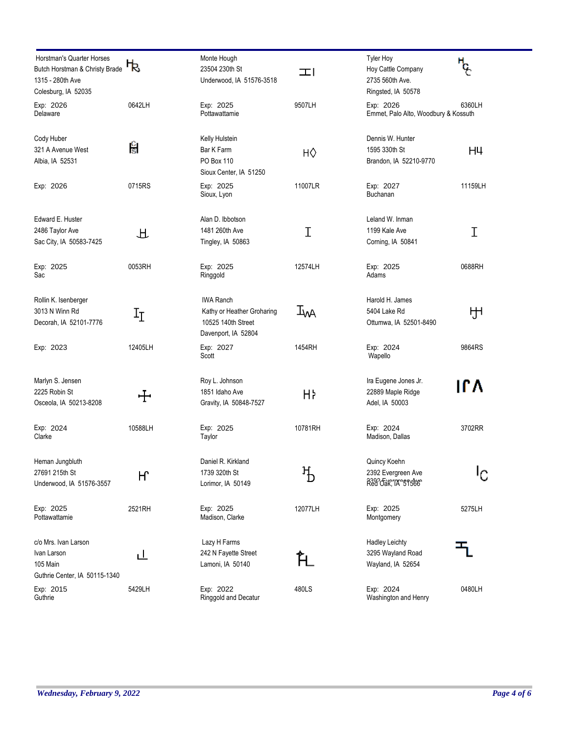| Name / Address | Brand | Number | Expiration / County |
|---|---|---|---|
| Horstman's Quarter Horses<br>Butch Horstman & Christy Brade<br>1315 - 280th Ave<br>Colesburg, IA 52035 | HR | 0642LH | Exp: 2026<br>Delaware |
| Monte Hough<br>23504 230th St<br>Underwood, IA 51576-3518 | ꟷI | 9507LH | Exp: 2025<br>Pottawattamie |
| Tyler Hoy<br>Hoy Cattle Company<br>2735 560th Ave.<br>Ringsted, IA 50578 | HCC | 6360LH | Exp: 2026<br>Emmet, Palo Alto, Woodbury & Kossuth |
| Cody Huber<br>321 A Avenue West<br>Albia, IA 52531 | | 0715RS | Exp: 2026 |
| Kelly Hulstein<br>Bar K Farm<br>PO Box 110<br>Sioux Center, IA 51250 | H◇ | 11007LR | Exp: 2025<br>Sioux, Lyon |
| Dennis W. Hunter<br>1595 330th St<br>Brandon, IA 52210-9770 | H4 | 11159LH | Exp: 2027<br>Buchanan |
| Edward E. Huster<br>2486 Taylor Ave<br>Sac City, IA 50583-7425 | H | 0053RH | Exp: 2025<br>Sac |
| Alan D. Ibbotson<br>1481 260th Ave<br>Tingley, IA 50863 | I | 12574LH | Exp: 2025<br>Ringgold |
| Leland W. Inman<br>1199 Kale Ave<br>Corning, IA 50841 | I | 0688RH | Exp: 2025<br>Adams |
| Rollin K. Isenberger<br>3013 N Winn Rd<br>Decorah, IA 52101-7776 | II | 12405LH | Exp: 2023 |
| IWA Ranch<br>Kathy or Heather Groharing<br>10525 140th Street<br>Davenport, IA 52804 | IWA | 1454RH | Exp: 2027<br>Scott |
| Harold H. James<br>5404 Lake Rd<br>Ottumwa, IA 52501-8490 | JH | 9864RS | Exp: 2024<br>Wapello |
| Marlyn S. Jensen<br>2225 Robin St<br>Osceola, IA 50213-8208 | | 10588LH | Exp: 2024<br>Clarke |
| Roy L. Johnson<br>1851 Idaho Ave<br>Gravity, IA 50848-7527 | H | 10781RH | Exp: 2025<br>Taylor |
| Ira Eugene Jones Jr.<br>22889 Maple Ridge<br>Adel, IA 50003 | IΓΛ | 3702RR | Exp: 2024<br>Madison, Dallas |
| Heman Jungbluth<br>27691 215th St<br>Underwood, IA 51576-3557 | Hr | 2521RH | Exp: 2025<br>Pottawattamie |
| Daniel R. Kirkland<br>1739 320th St<br>Lorimor, IA 50149 | HD | 12077LH | Exp: 2025<br>Madison, Clarke |
| Quincy Koehn<br>2392 Evergreen Ave<br>Red Oak, IA 51566 | IC | 5275LH | Exp: 2025<br>Montgomery |
| c/o Mrs. Ivan Larson<br>Ivan Larson<br>105 Main<br>Guthrie Center, IA 50115-1340 | LL | 5429LH | Exp: 2015<br>Guthrie |
| Lazy H Farms<br>242 N Fayette Street<br>Lamoni, IA 50140 | HL | 480LS | Exp: 2022<br>Ringgold and Decatur |
| Hadley Leichty<br>3295 Wayland Road<br>Wayland, IA 52654 | TL | 0480LH | Exp: 2024<br>Washington and Henry |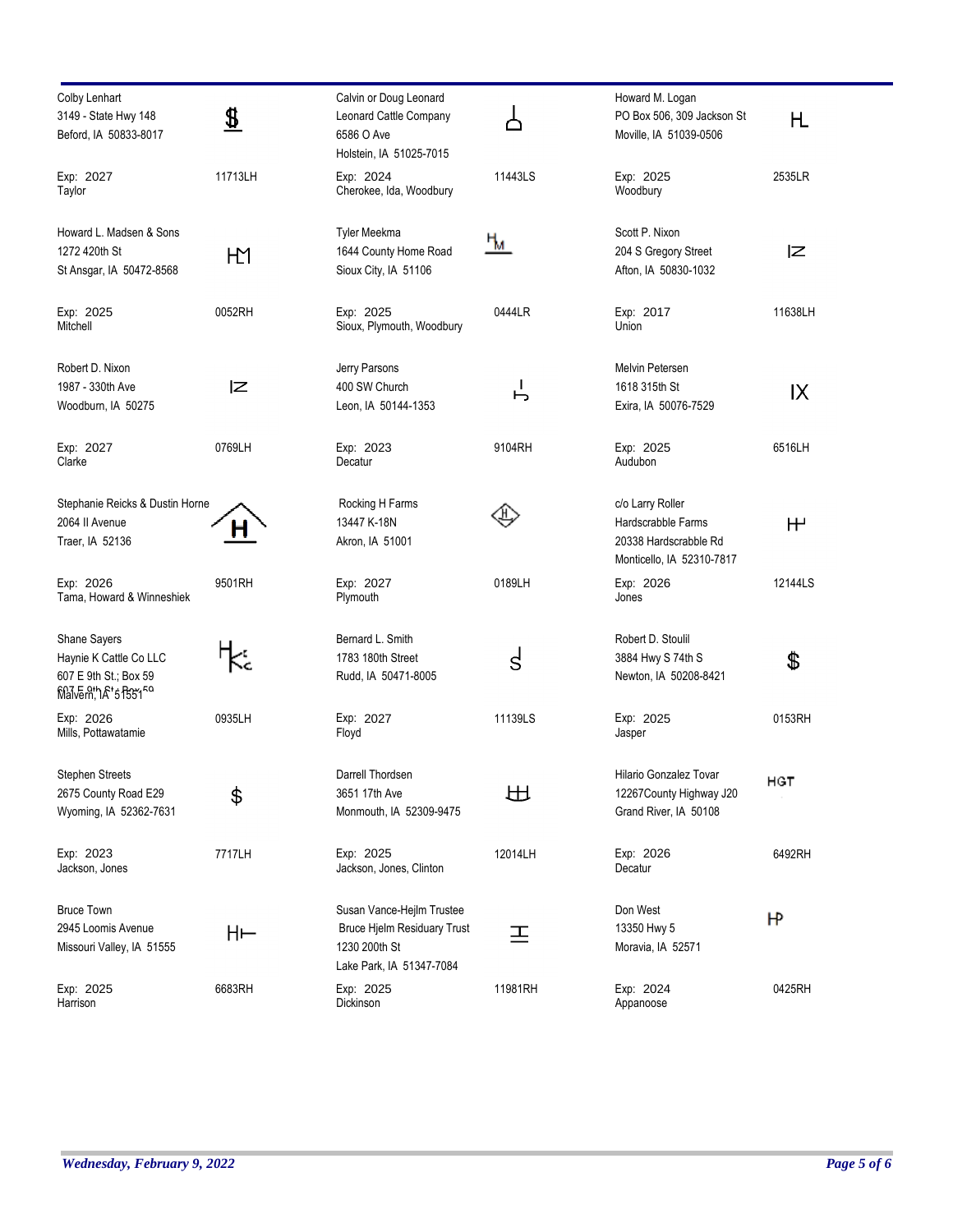| Name / Address | Brand | Exp / County | ID |
| --- | --- | --- | --- |
| Colby Lenhart<br>3149 - State Hwy 148<br>Beford, IA 50833-8017 | $ | Exp: 2027<br>Taylor | 11713LH |
| Calvin or Doug Leonard<br>Leonard Cattle Company<br>6586 O Ave<br>Holstein, IA 51025-7015 | | Exp: 2024<br>Cherokee, Ida, Woodbury | 11443LS |
| Howard M. Logan<br>PO Box 506, 309 Jackson St<br>Moville, IA 51039-0506 | HL | Exp: 2025<br>Woodbury | 2535LR |
| Howard L. Madsen & Sons<br>1272 420th St<br>St Ansgar, IA 50472-8568 | HM | Exp: 2025<br>Mitchell | 0052RH |
| Tyler Meekma<br>1644 County Home Road<br>Sioux City, IA 51106 | HM | Exp: 2025<br>Sioux, Plymouth, Woodbury | 0444LR |
| Scott P. Nixon<br>204 S Gregory Street<br>Afton, IA 50830-1032 | IZ | Exp: 2017<br>Union | 11638LH |
| Robert D. Nixon<br>1987 - 330th Ave<br>Woodburn, IA 50275 | IZ | Exp: 2027<br>Clarke | 0769LH |
| Jerry Parsons<br>400 SW Church<br>Leon, IA 50144-1353 | | Exp: 2023<br>Decatur | 9104RH |
| Melvin Petersen<br>1618 315th St<br>Exira, IA 50076-7529 | IX | Exp: 2025<br>Audubon | 6516LH |
| Stephanie Reicks & Dustin Horne<br>2064 II Avenue<br>Traer, IA 52136 | H | Exp: 2026<br>Tama, Howard & Winneshiek | 9501RH |
| Rocking H Farms<br>13447 K-18N<br>Akron, IA 51001 | H | Exp: 2027<br>Plymouth | 0189LH |
| c/o Larry Roller<br>Hardscrabble Farms<br>20338 Hardscrabble Rd<br>Monticello, IA 52310-7817 | | Exp: 2026<br>Jones | 12144LS |
| Shane Sayers<br>Haynie K Cattle Co LLC<br>607 E 9th St.; Box 59<br>Malvern, IA 51551 | HK | Exp: 2026<br>Mills, Pottawatamie | 0935LH |
| Bernard L. Smith<br>1783 180th Street<br>Rudd, IA 50471-8005 | S | Exp: 2027<br>Floyd | 11139LS |
| Robert D. Stoulil<br>3884 Hwy S 74th S<br>Newton, IA 50208-8421 | $ | Exp: 2025<br>Jasper | 0153RH |
| Stephen Streets<br>2675 County Road E29<br>Wyoming, IA 52362-7631 | $ | Exp: 2023<br>Jackson, Jones | 7717LH |
| Darrell Thordsen<br>3651 17th Ave<br>Monmouth, IA 52309-9475 | | Exp: 2025<br>Jackson, Jones, Clinton | 12014LH |
| Hilario Gonzalez Tovar<br>12267County Highway J20<br>Grand River, IA 50108 | HGT | Exp: 2026<br>Decatur | 6492RH |
| Bruce Town<br>2945 Loomis Avenue<br>Missouri Valley, IA 51555 | | Exp: 2025<br>Harrison | 6683RH |
| Susan Vance-Hejlm Trustee<br>Bruce Hjelm Residuary Trust<br>1230 200th St<br>Lake Park, IA 51347-7084 | | Exp: 2025<br>Dickinson | 11981RH |
| Don West<br>13350 Hwy 5<br>Moravia, IA 52571 | HP | Exp: 2024<br>Appanoose | 0425RH |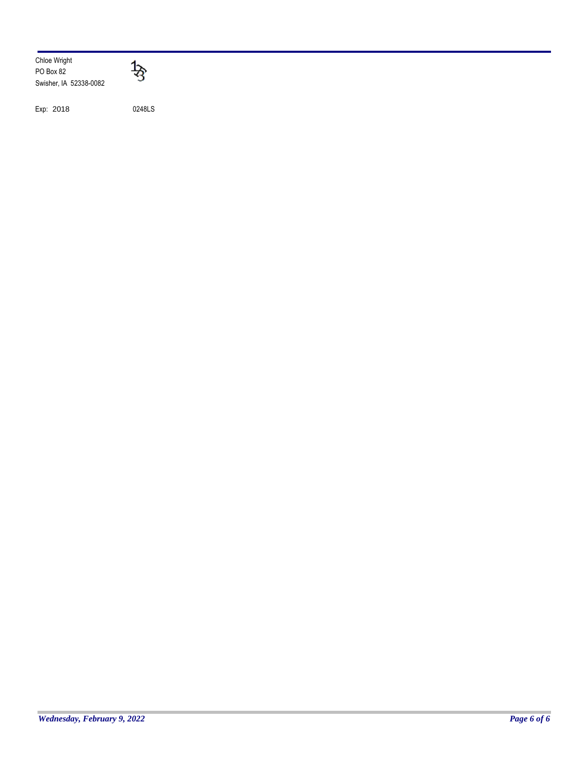Chloe Wright
PO Box 82
Swisher, IA 52338-0082

Exp: 2018 0248LS